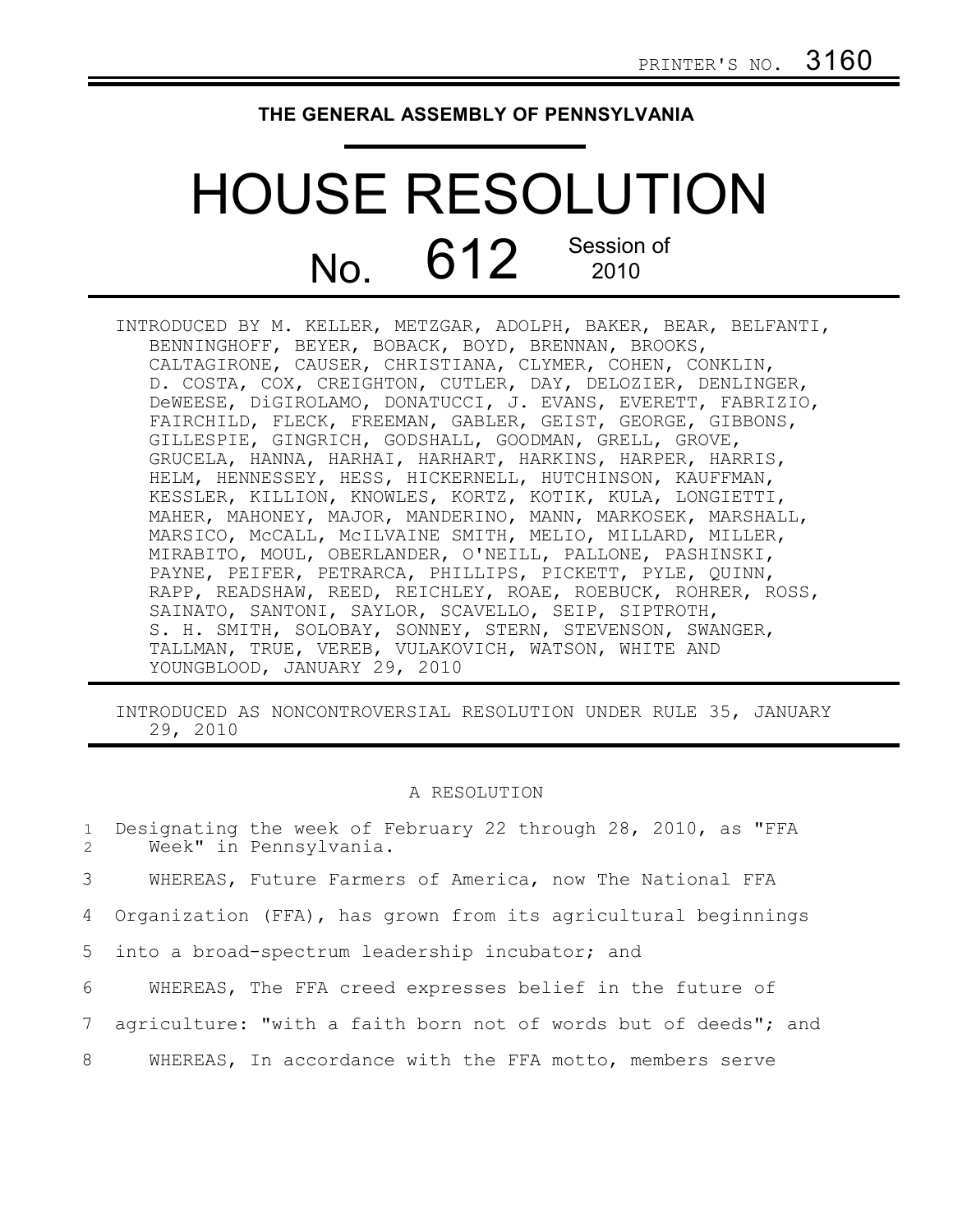PRINTER'S NO. 3160

# THE GENERAL ASSEMBLY OF PENNSYLVANIA

# HOUSE RESOLUTION

## No. 612 Session of 2010

INTRODUCED BY M. KELLER, METZGAR, ADOLPH, BAKER, BEAR, BELFANTI, BENNINGHOFF, BEYER, BOBACK, BOYD, BRENNAN, BROOKS, CALTAGIRONE, CAUSER, CHRISTIANA, CLYMER, COHEN, CONKLIN, D. COSTA, COX, CREIGHTON, CUTLER, DAY, DELOZIER, DENLINGER, DeWEESE, DiGIROLAMO, DONATUCCI, J. EVANS, EVERETT, FABRIZIO, FAIRCHILD, FLECK, FREEMAN, GABLER, GEIST, GEORGE, GIBBONS, GILLESPIE, GINGRICH, GODSHALL, GOODMAN, GRELL, GROVE, GRUCELA, HANNA, HARHAI, HARHART, HARKINS, HARPER, HARRIS, HELM, HENNESSEY, HESS, HICKERNELL, HUTCHINSON, KAUFFMAN, KESSLER, KILLION, KNOWLES, KORTZ, KOTIK, KULA, LONGIETTI, MAHER, MAHONEY, MAJOR, MANDERINO, MANN, MARKOSEK, MARSHALL, MARSICO, McCALL, McILVAINE SMITH, MELIO, MILLARD, MILLER, MIRABITO, MOUL, OBERLANDER, O'NEILL, PALLONE, PASHINSKI, PAYNE, PEIFER, PETRARCA, PHILLIPS, PICKETT, PYLE, QUINN, RAPP, READSHAW, REED, REICHLEY, ROAE, ROEBUCK, ROHRER, ROSS, SAINATO, SANTONI, SAYLOR, SCAVELLO, SEIP, SIPTROTH, S. H. SMITH, SOLOBAY, SONNEY, STERN, STEVENSON, SWANGER, TALLMAN, TRUE, VEREB, VULAKOVICH, WATSON, WHITE AND YOUNGBLOOD, JANUARY 29, 2010

INTRODUCED AS NONCONTROVERSIAL RESOLUTION UNDER RULE 35, JANUARY 29, 2010

A RESOLUTION

1 Designating the week of February 22 through 28, 2010, as "FFA
2 Week" in Pennsylvania.

3 WHEREAS, Future Farmers of America, now The National FFA
4 Organization (FFA), has grown from its agricultural beginnings
5 into a broad-spectrum leadership incubator; and
6 WHEREAS, The FFA creed expresses belief in the future of
7 agriculture: "with a faith born not of words but of deeds"; and
8 WHEREAS, In accordance with the FFA motto, members serve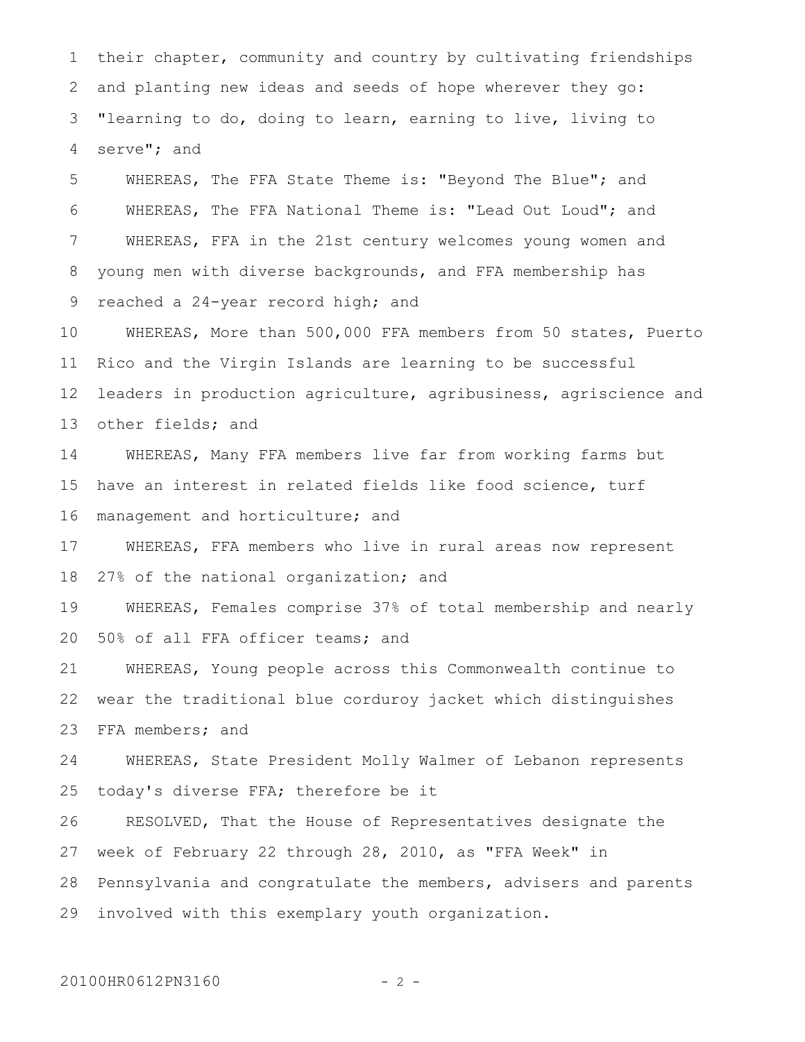their chapter, community and country by cultivating friendships and planting new ideas and seeds of hope wherever they go: "learning to do, doing to learn, earning to live, living to serve"; and

WHEREAS, The FFA State Theme is: "Beyond The Blue"; and

WHEREAS, The FFA National Theme is: "Lead Out Loud"; and

WHEREAS, FFA in the 21st century welcomes young women and young men with diverse backgrounds, and FFA membership has reached a 24-year record high; and

WHEREAS, More than 500,000 FFA members from 50 states, Puerto Rico and the Virgin Islands are learning to be successful leaders in production agriculture, agribusiness, agriscience and other fields; and

WHEREAS, Many FFA members live far from working farms but have an interest in related fields like food science, turf management and horticulture; and

WHEREAS, FFA members who live in rural areas now represent 27% of the national organization; and

WHEREAS, Females comprise 37% of total membership and nearly 50% of all FFA officer teams; and

WHEREAS, Young people across this Commonwealth continue to wear the traditional blue corduroy jacket which distinguishes FFA members; and

WHEREAS, State President Molly Walmer of Lebanon represents today's diverse FFA; therefore be it

RESOLVED, That the House of Representatives designate the week of February 22 through 28, 2010, as "FFA Week" in Pennsylvania and congratulate the members, advisers and parents involved with this exemplary youth organization.